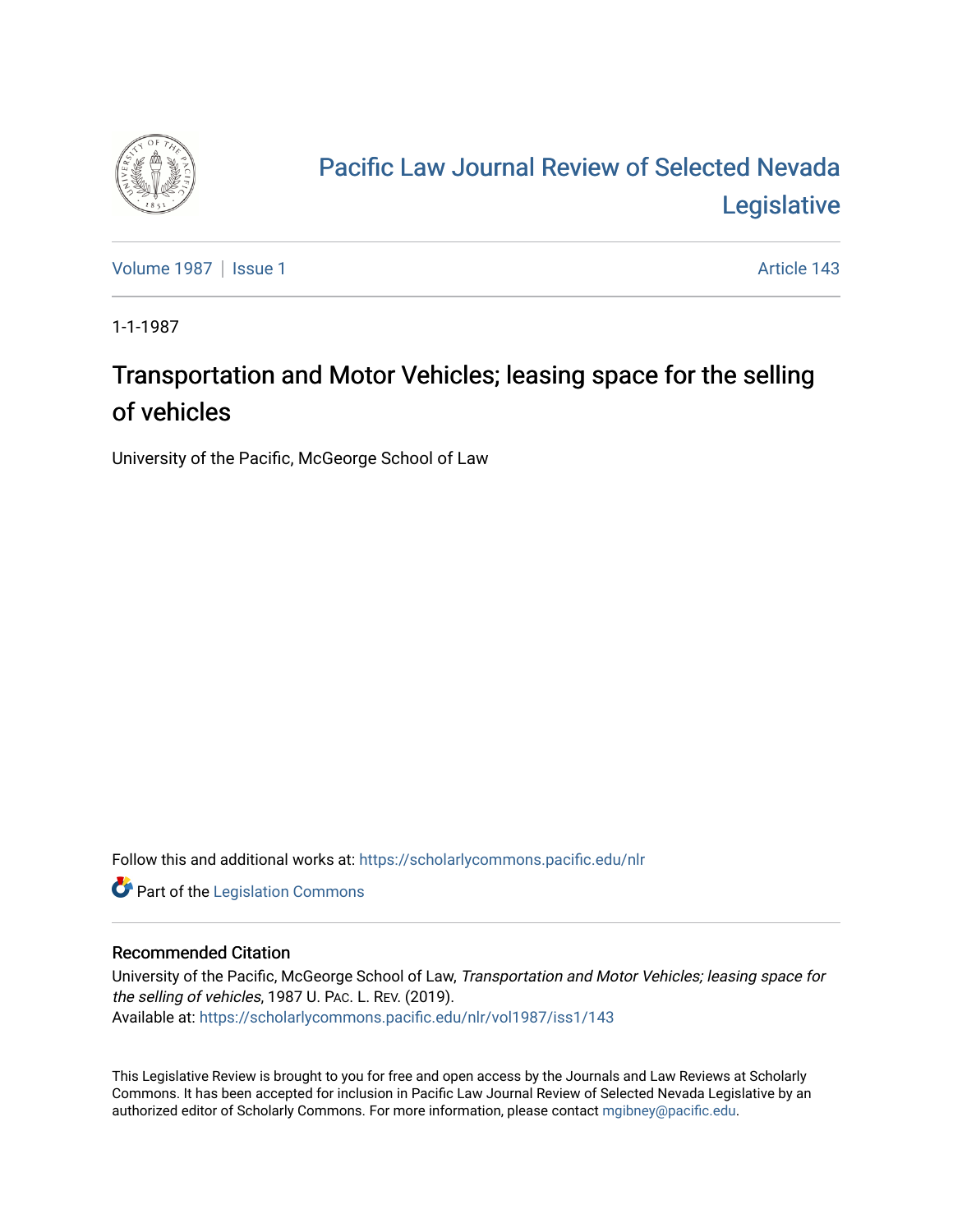Pacific Law Journal Review of Selected Nevada Legislative

Volume 1987 | Issue 1 Article 143

1-1-1987

# Transportation and Motor Vehicles; leasing space for the selling of vehicles

University of the Pacific, McGeorge School of Law

Follow this and additional works at: https://scholarlycommons.pacific.edu/nlr

Part of the Legislation Commons

## Recommended Citation

University of the Pacific, McGeorge School of Law, *Transportation and Motor Vehicles; leasing space for the selling of vehicles*, 1987 U. PAC. L. REV. (2019).
Available at: https://scholarlycommons.pacific.edu/nlr/vol1987/iss1/143

This Legislative Review is brought to you for free and open access by the Journals and Law Reviews at Scholarly Commons. It has been accepted for inclusion in Pacific Law Journal Review of Selected Nevada Legislative by an authorized editor of Scholarly Commons. For more information, please contact mgibney@pacific.edu.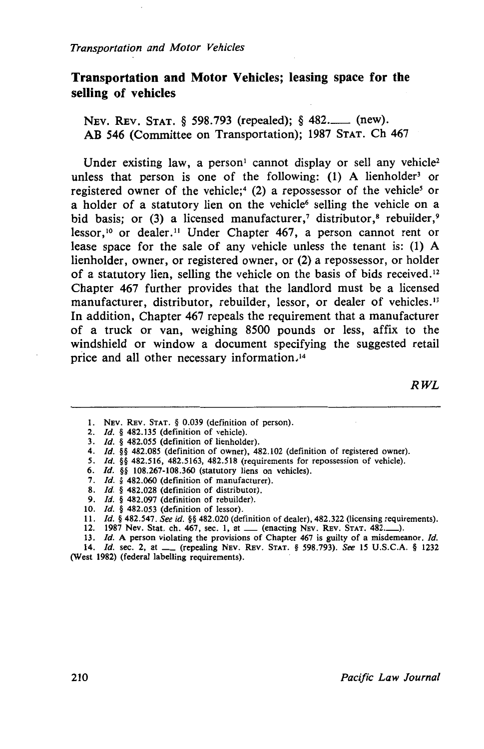## Transportation and Motor Vehicles; leasing space for the selling of vehicles

NEV. REV. STAT. § 598.793 (repealed); § 482.___ (new).
AB 546 (Committee on Transportation); 1987 STAT. Ch 467

Under existing law, a person[1] cannot display or sell any vehicle[2] unless that person is one of the following: (1) A lienholder[3] or registered owner of the vehicle;[4] (2) a repossessor of the vehicle[5] or a holder of a statutory lien on the vehicle[6] selling the vehicle on a bid basis; or (3) a licensed manufacturer,[7] distributor,[8] rebuilder,[9] lessor,[10] or dealer.[11] Under Chapter 467, a person cannot rent or lease space for the sale of any vehicle unless the tenant is: (1) A lienholder, owner, or registered owner, or (2) a repossessor, or holder of a statutory lien, selling the vehicle on the basis of bids received.[12] Chapter 467 further provides that the landlord must be a licensed manufacturer, distributor, rebuilder, lessor, or dealer of vehicles.[13] In addition, Chapter 467 repeals the requirement that a manufacturer of a truck or van, weighing 8500 pounds or less, affix to the windshield or window a document specifying the suggested retail price and all other necessary information.[14]

*RWL*

---

1. NEV. REV. STAT. § 0.039 (definition of person).
2. *Id.* § 482.135 (definition of vehicle).
3. *Id.* § 482.055 (definition of lienholder).
4. *Id.* §§ 482.085 (definition of owner), 482.102 (definition of registered owner).
5. *Id.* §§ 482.516, 482.5163, 482.518 (requirements for repossession of vehicle).
6. *Id.* §§ 108.267-108.360 (statutory liens on vehicles).
7. *Id.* § 482.060 (definition of manufacturer).
8. *Id.* § 482.028 (definition of distributor).
9. *Id.* § 482.097 (definition of rebuilder).
10. *Id.* § 482.053 (definition of lessor).
11. *Id.* § 482.547. *See id.* §§ 482.020 (definition of dealer), 482.322 (licensing requirements).
12. 1987 Nev. Stat. ch. 467, sec. 1, at ___ (enacting NEV. REV. STAT. 482.___).
13. *Id.* A person violating the provisions of Chapter 467 is guilty of a misdemeanor. *Id.*
14. *Id.* sec. 2, at ___ (repealing NEV. REV. STAT. § 598.793). *See* 15 U.S.C.A. § 1232 (West 1982) (federal labelling requirements).